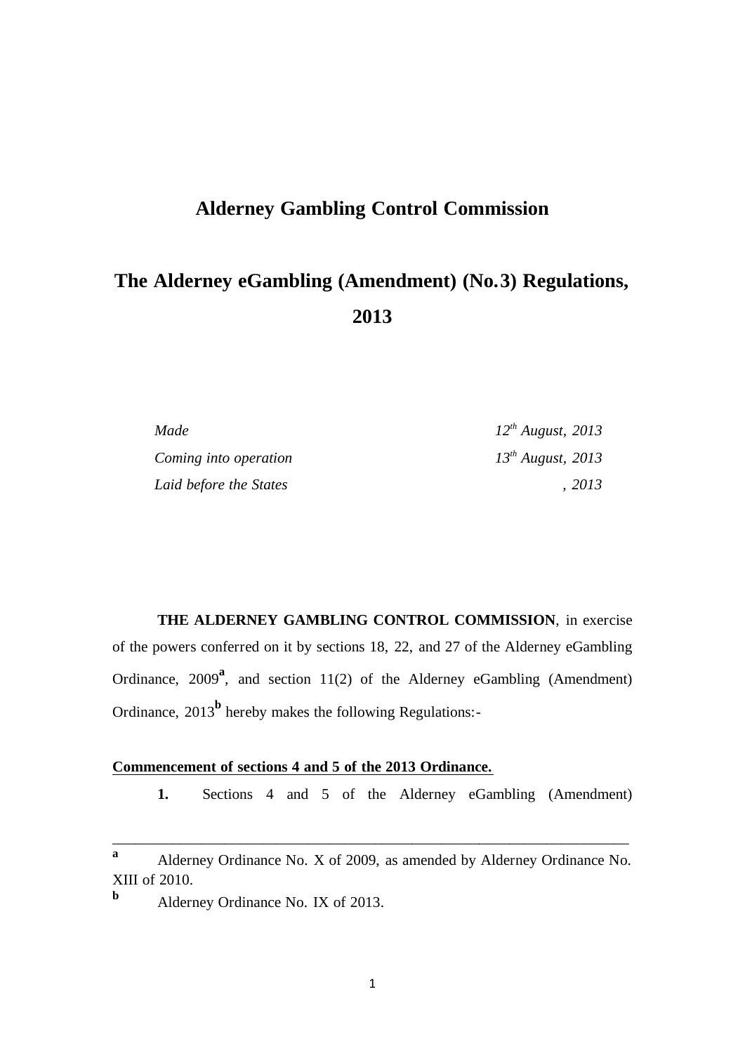# Alderney Gambling Control Commission

# The Alderney eGambling (Amendment) (No.3) Regulations, 2013

| | |
|---|---|
| *Made* | *12th August, 2013* |
| *Coming into operation* | *13th August, 2013* |
| *Laid before the States* | *, 2013* |

**THE ALDERNEY GAMBLING CONTROL COMMISSION**, in exercise of the powers conferred on it by sections 18, 22, and 27 of the Alderney eGambling Ordinance, 2009[a], and section 11(2) of the Alderney eGambling (Amendment) Ordinance, 2013[b] hereby makes the following Regulations:-

**Commencement of sections 4 and 5 of the 2013 Ordinance.**

**1.** Sections 4 and 5 of the Alderney eGambling (Amendment)

---

[a] Alderney Ordinance No. X of 2009, as amended by Alderney Ordinance No. XIII of 2010.

[b] Alderney Ordinance No. IX of 2013.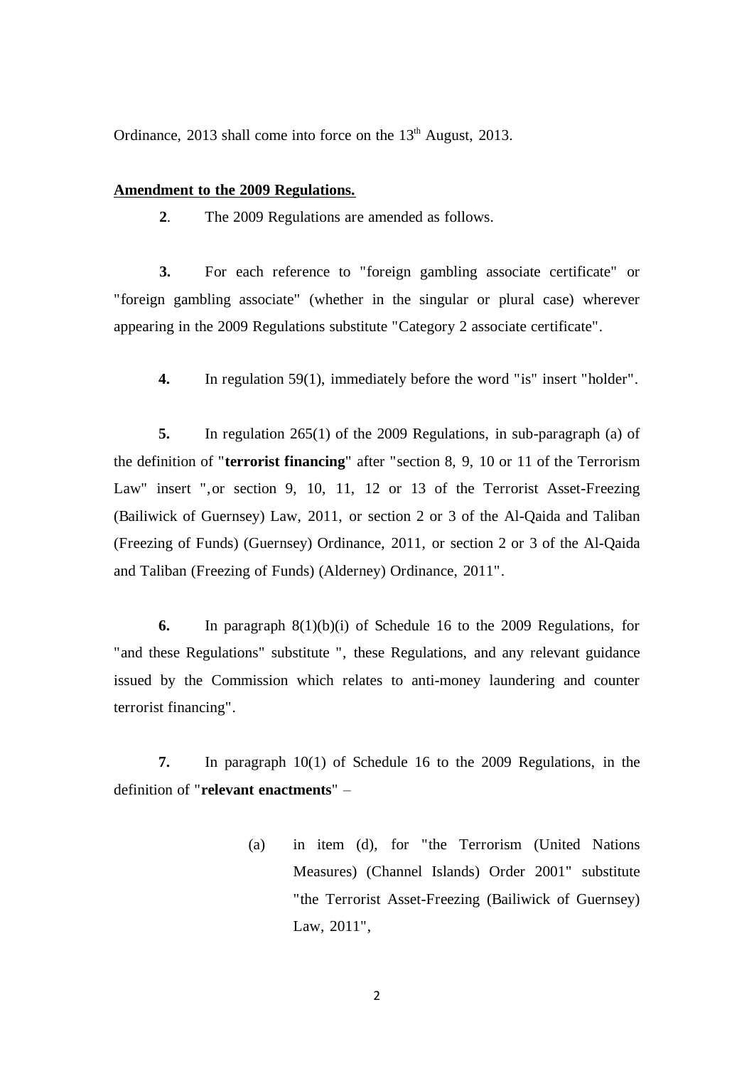Ordinance, 2013 shall come into force on the 13th August, 2013.

**Amendment to the 2009 Regulations.**

**2**. The 2009 Regulations are amended as follows.

**3.** For each reference to "foreign gambling associate certificate" or "foreign gambling associate" (whether in the singular or plural case) wherever appearing in the 2009 Regulations substitute "Category 2 associate certificate".

**4.** In regulation 59(1), immediately before the word "is" insert "holder".

**5.** In regulation 265(1) of the 2009 Regulations, in sub-paragraph (a) of the definition of "**terrorist financing**" after "section 8, 9, 10 or 11 of the Terrorism Law" insert ", or section 9, 10, 11, 12 or 13 of the Terrorist Asset-Freezing (Bailiwick of Guernsey) Law, 2011, or section 2 or 3 of the Al-Qaida and Taliban (Freezing of Funds) (Guernsey) Ordinance, 2011, or section 2 or 3 of the Al-Qaida and Taliban (Freezing of Funds) (Alderney) Ordinance, 2011".

**6.** In paragraph 8(1)(b)(i) of Schedule 16 to the 2009 Regulations, for "and these Regulations" substitute ", these Regulations, and any relevant guidance issued by the Commission which relates to anti-money laundering and counter terrorist financing".

**7.** In paragraph 10(1) of Schedule 16 to the 2009 Regulations, in the definition of "**relevant enactments**" –

(a) in item (d), for "the Terrorism (United Nations Measures) (Channel Islands) Order 2001" substitute "the Terrorist Asset-Freezing (Bailiwick of Guernsey) Law, 2011",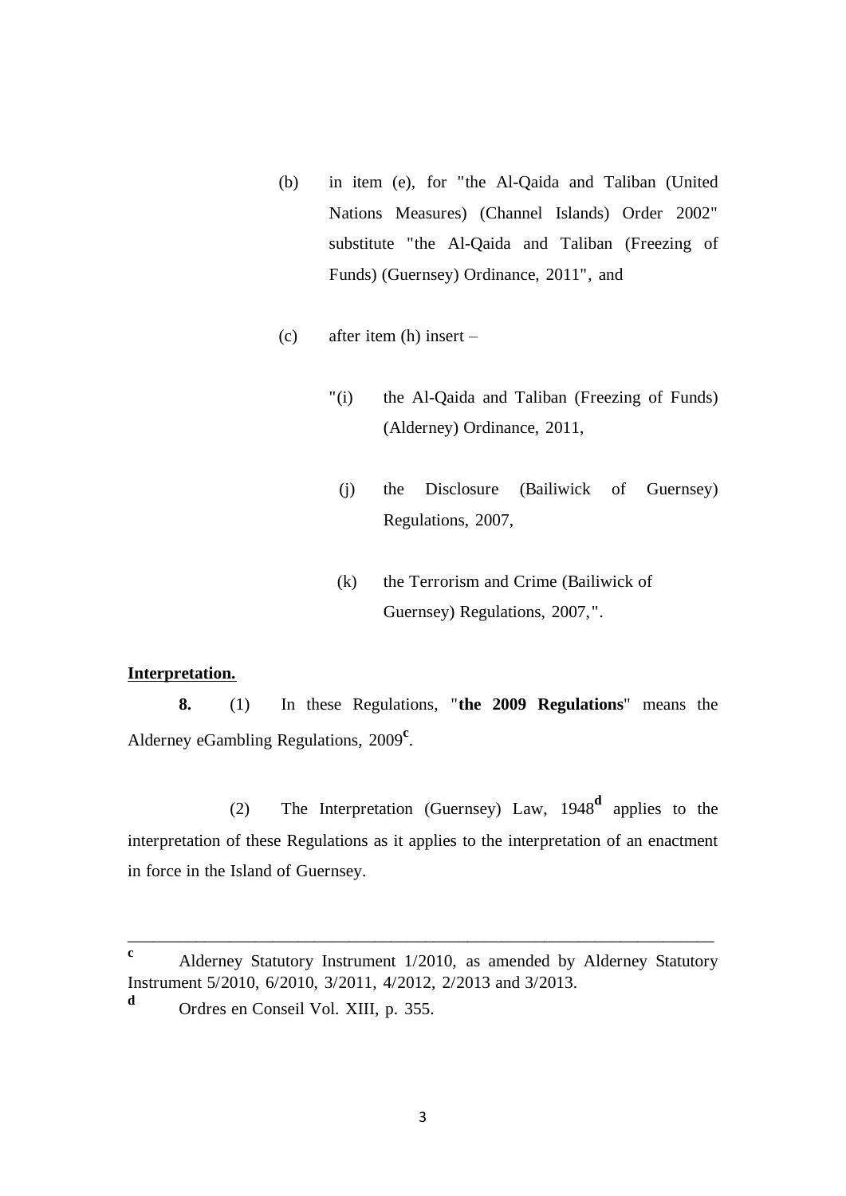(b) in item (e), for "the Al-Qaida and Taliban (United Nations Measures) (Channel Islands) Order 2002" substitute "the Al-Qaida and Taliban (Freezing of Funds) (Guernsey) Ordinance, 2011", and

(c) after item (h) insert –

"(i) the Al-Qaida and Taliban (Freezing of Funds) (Alderney) Ordinance, 2011,

(j) the Disclosure (Bailiwick of Guernsey) Regulations, 2007,

(k) the Terrorism and Crime (Bailiwick of Guernsey) Regulations, 2007,".

**Interpretation.**

**8.** (1) In these Regulations, "**the 2009 Regulations**" means the Alderney eGambling Regulations, 2009[c].

(2) The Interpretation (Guernsey) Law, 1948[d] applies to the interpretation of these Regulations as it applies to the interpretation of an enactment in force in the Island of Guernsey.

---

[c] Alderney Statutory Instrument 1/2010, as amended by Alderney Statutory Instrument 5/2010, 6/2010, 3/2011, 4/2012, 2/2013 and 3/2013.

[d] Ordres en Conseil Vol. XIII, p. 355.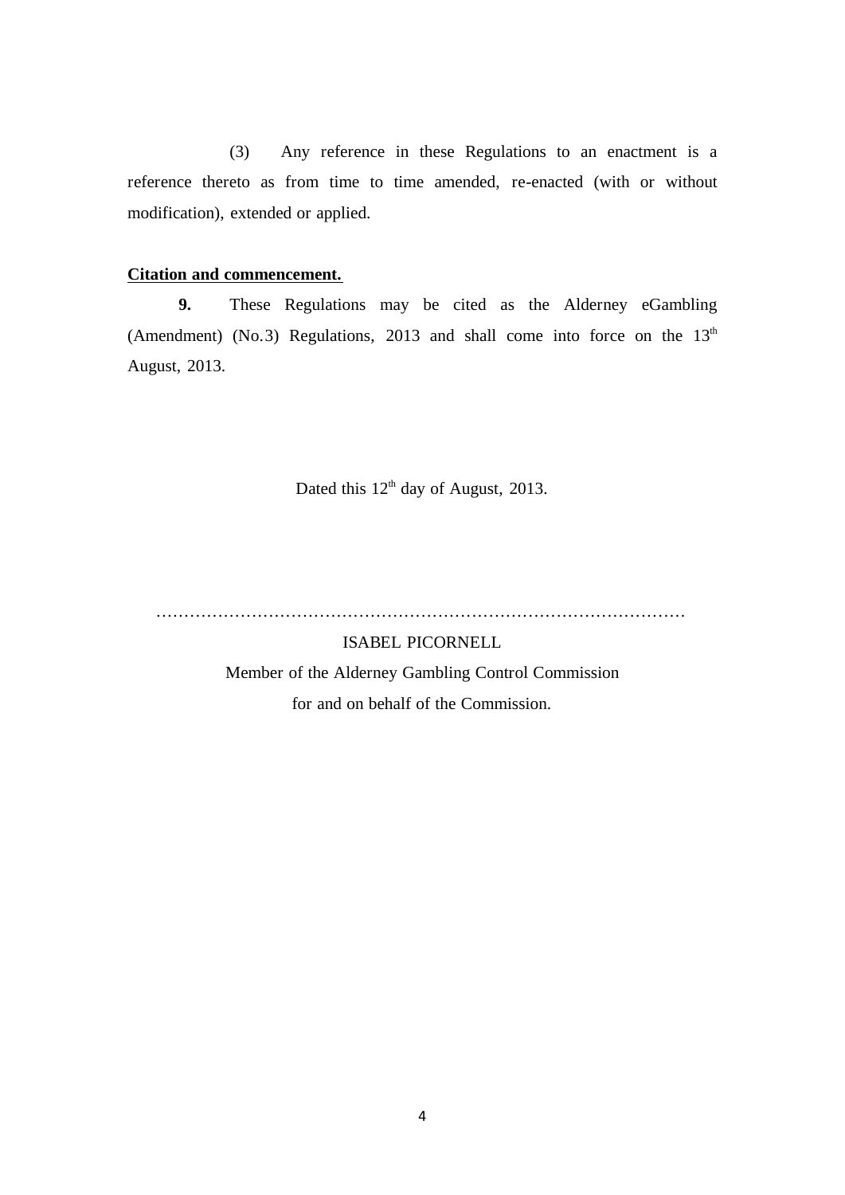(3) Any reference in these Regulations to an enactment is a reference thereto as from time to time amended, re-enacted (with or without modification), extended or applied.

**Citation and commencement.**

**9.** These Regulations may be cited as the Alderney eGambling (Amendment) (No.3) Regulations, 2013 and shall come into force on the 13th August, 2013.

Dated this 12th day of August, 2013.

………………………………………………………………………………

ISABEL PICORNELL

Member of the Alderney Gambling Control Commission

for and on behalf of the Commission.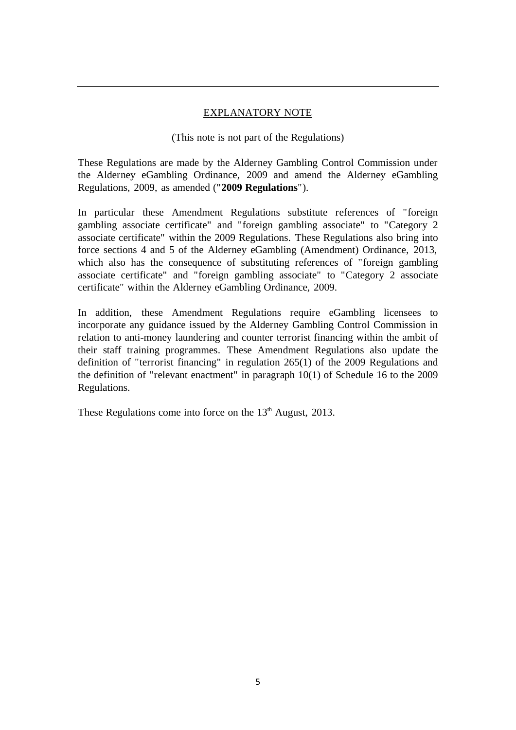---

## EXPLANATORY NOTE

(This note is not part of the Regulations)

These Regulations are made by the Alderney Gambling Control Commission under the Alderney eGambling Ordinance, 2009 and amend the Alderney eGambling Regulations, 2009, as amended ("**2009 Regulations**").

In particular these Amendment Regulations substitute references of "foreign gambling associate certificate" and "foreign gambling associate" to "Category 2 associate certificate" within the 2009 Regulations. These Regulations also bring into force sections 4 and 5 of the Alderney eGambling (Amendment) Ordinance, 2013, which also has the consequence of substituting references of "foreign gambling associate certificate" and "foreign gambling associate" to "Category 2 associate certificate" within the Alderney eGambling Ordinance, 2009.

In addition, these Amendment Regulations require eGambling licensees to incorporate any guidance issued by the Alderney Gambling Control Commission in relation to anti-money laundering and counter terrorist financing within the ambit of their staff training programmes. These Amendment Regulations also update the definition of "terrorist financing" in regulation 265(1) of the 2009 Regulations and the definition of "relevant enactment" in paragraph 10(1) of Schedule 16 to the 2009 Regulations.

These Regulations come into force on the 13th August, 2013.